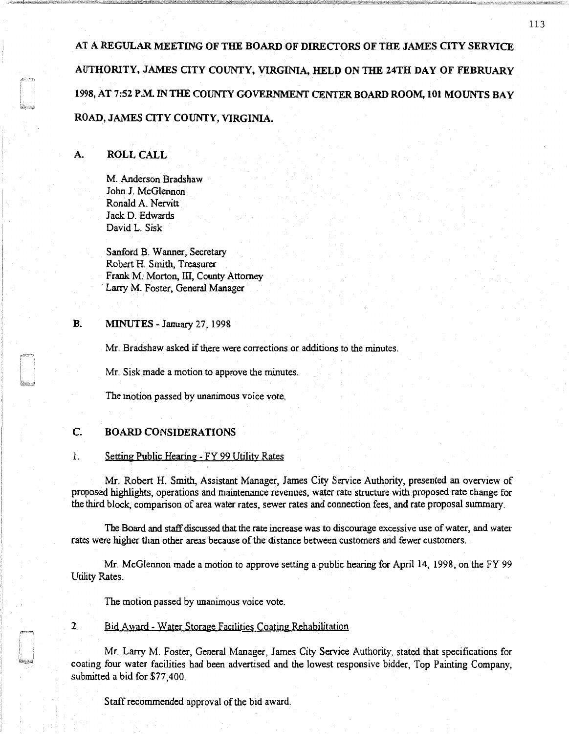**AT A REGULAR MEETING OF THE BOARD OF DIRECTORS OF THE JAMES CITY SERVICE AUTHORITY, JAMES CITY COUNTY, VIRGINIA, HELD ON THE 24TH DAY OF FEBRUARY 1998, AT 7:52 P.M. IN THE COUNTY GOVERNMENT CENTER BOARD ROOM, 101 MOUNTS BAY ROAD, JAMES CITY COUNTY, VIRGINIA.**

## A. ROLL CALL

M. Anderson Bradshaw
John J. McGlennon
Ronald A. Nervitt
Jack D. Edwards
David L. Sisk

Sanford B. Wanner, Secretary
Robert H. Smith, Treasurer
Frank M. Morton, III, County Attorney
Larry M. Foster, General Manager

## B. MINUTES - January 27, 1998

Mr. Bradshaw asked if there were corrections or additions to the minutes.

Mr. Sisk made a motion to approve the minutes.

The motion passed by unanimous voice vote.

## C. BOARD CONSIDERATIONS

### 1. Setting Public Hearing - FY 99 Utility Rates

Mr. Robert H. Smith, Assistant Manager, James City Service Authority, presented an overview of proposed highlights, operations and maintenance revenues, water rate structure with proposed rate change for the third block, comparison of area water rates, sewer rates and connection fees, and rate proposal summary.

The Board and staff discussed that the rate increase was to discourage excessive use of water, and water rates were higher than other areas because of the distance between customers and fewer customers.

Mr. McGlennon made a motion to approve setting a public hearing for April 14, 1998, on the FY 99 Utility Rates.

The motion passed by unanimous voice vote.

### 2. Bid Award - Water Storage Facilities Coating Rehabilitation

Mr. Larry M. Foster, General Manager, James City Service Authority, stated that specifications for coating four water facilities had been advertised and the lowest responsive bidder, Top Painting Company, submitted a bid for $77,400.

Staff recommended approval of the bid award.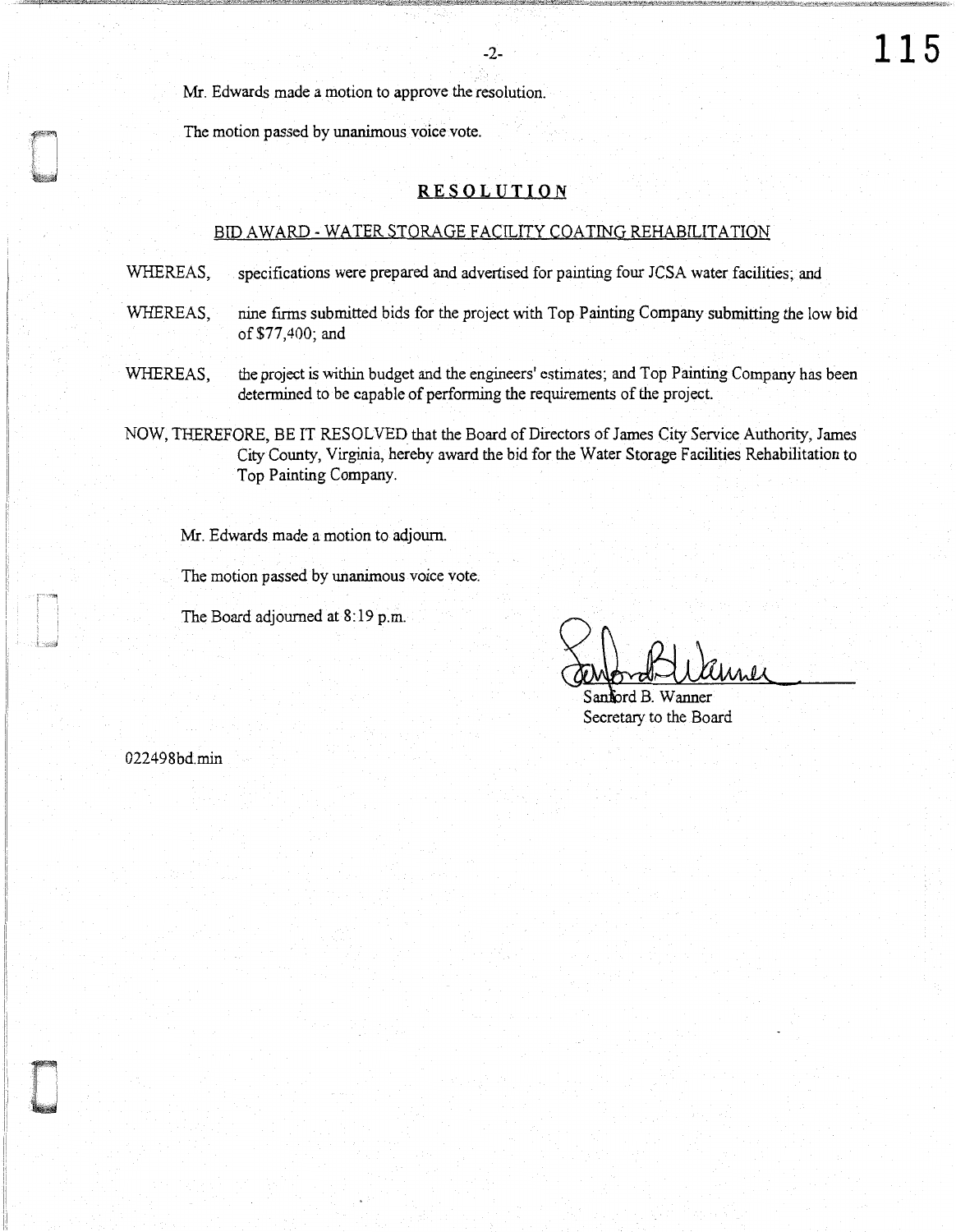Mr. Edwards made a motion to approve the resolution.

The motion passed by unanimous voice vote.

## RESOLUTION

### BID AWARD - WATER STORAGE FACILITY COATING REHABILITATION

WHEREAS, specifications were prepared and advertised for painting four JCSA water facilities; and

WHEREAS, nine firms submitted bids for the project with Top Painting Company submitting the low bid of $77,400; and

WHEREAS, the project is within budget and the engineers' estimates; and Top Painting Company has been determined to be capable of performing the requirements of the project.

NOW, THEREFORE, BE IT RESOLVED that the Board of Directors of James City Service Authority, James City County, Virginia, hereby award the bid for the Water Storage Facilities Rehabilitation to Top Painting Company.

Mr. Edwards made a motion to adjourn.

The motion passed by unanimous voice vote.

The Board adjourned at 8:19 p.m.

Sanford B. Wanner
Secretary to the Board

022498bd.min